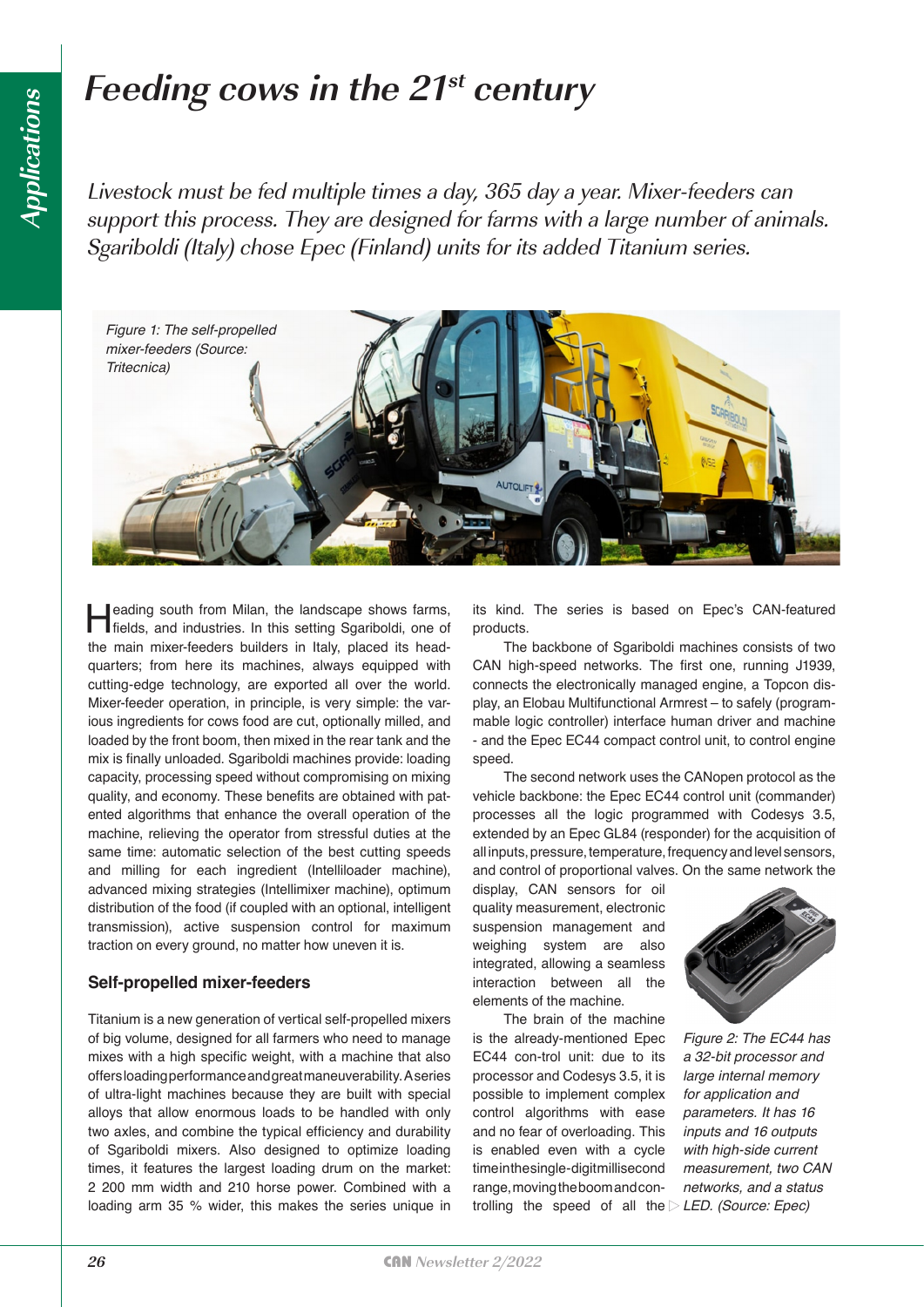# Feeding cows in the 21st century

*Livestock must be fed multiple times a day, 365 day a year. Mixer-feeders can support this process. They are designed for farms with a large number of animals. Sgariboldi (Italy) chose Epec (Finland) units for its added Titanium series.*

*Figure 1: The self-propelled mixer-feeders (Source: Tritecnica)*

Heading south from Milan, the landscape shows farms, fields, and industries. In this setting Sgariboldi, one of the main mixer-feeders builders in Italy, placed its headquarters; from here its machines, always equipped with cutting-edge technology, are exported all over the world. Mixer-feeder operation, in principle, is very simple: the various ingredients for cows food are cut, optionally milled, and loaded by the front boom, then mixed in the rear tank and the mix is finally unloaded. Sgariboldi machines provide: loading capacity, processing speed without compromising on mixing quality, and economy. These benefits are obtained with patented algorithms that enhance the overall operation of the machine, relieving the operator from stressful duties at the same time: automatic selection of the best cutting speeds and milling for each ingredient (Intelliloader machine), advanced mixing strategies (Intellimixer machine), optimum distribution of the food (if coupled with an optional, intelligent transmission), active suspension control for maximum traction on every ground, no matter how uneven it is.

## Self-propelled mixer-feeders

Titanium is a new generation of vertical self-propelled mixers of big volume, designed for all farmers who need to manage mixes with a high specific weight, with a machine that also offers loading performance and great maneuverability. A series of ultra-light machines because they are built with special alloys that allow enormous loads to be handled with only two axles, and combine the typical efficiency and durability of Sgariboldi mixers. Also designed to optimize loading times, it features the largest loading drum on the market: 2 200 mm width and 210 horse power. Combined with a loading arm 35 % wider, this makes the series unique in its kind. The series is based on Epec's CAN-featured products.

The backbone of Sgariboldi machines consists of two CAN high-speed networks. The first one, running J1939, connects the electronically managed engine, a Topcon display, an Elobau Multifunctional Armrest – to safely (programmable logic controller) interface human driver and machine - and the Epec EC44 compact control unit, to control engine speed.

The second network uses the CANopen protocol as the vehicle backbone: the Epec EC44 control unit (commander) processes all the logic programmed with Codesys 3.5, extended by an Epec GL84 (responder) for the acquisition of all inputs, pressure, temperature, frequency and level sensors, and control of proportional valves. On the same network the display, CAN sensors for oil quality measurement, electronic suspension management and weighing system are also integrated, allowing a seamless interaction between all the elements of the machine.

*Figure 2: The EC44 has a 32-bit processor and large internal memory for application and parameters. It has 16 inputs and 16 outputs with high-side current measurement, two CAN networks, and a status LED. (Source: Epec)*

The brain of the machine is the already-mentioned Epec EC44 con-trol unit: due to its processor and Codesys 3.5, it is possible to implement complex control algorithms with ease and no fear of overloading. This is enabled even with a cycle time in the single-digit millisecond range, moving the boom and con-trolling the speed of all the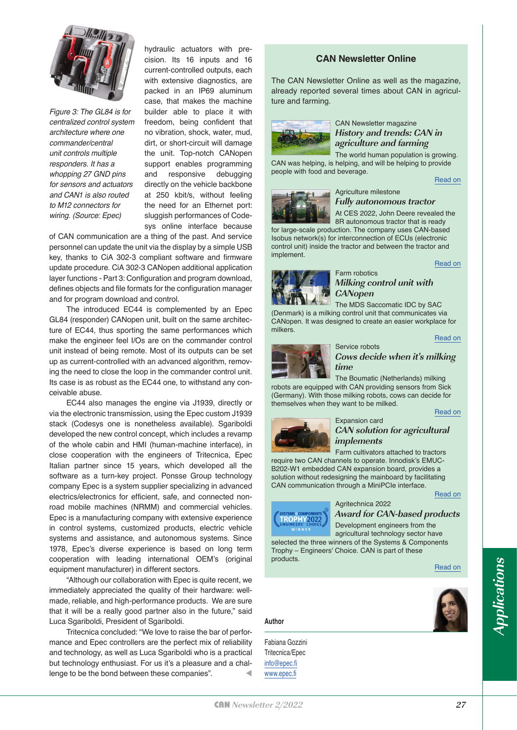Figure 3: The GL84 is for centralized control system architecture where one commander/central unit controls multiple responders. It has a whopping 27 GND pins for sensors and actuators and CAN1 is also routed to M12 connectors for wiring. (Source: Epec)

hydraulic actuators with precision. Its 16 inputs and 16 current-controlled outputs, each with extensive diagnostics, are packed in an IP69 aluminum case, that makes the machine builder able to place it with freedom, being confident that no vibration, shock, water, mud, dirt, or short-circuit will damage the unit. Top-notch CANopen support enables programming and responsive debugging directly on the vehicle backbone at 250 kbit/s, without feeling the need for an Ethernet port: sluggish performances of Codesys online interface because of CAN communication are a thing of the past. And service personnel can update the unit via the display by a simple USB key, thanks to CiA 302-3 compliant software and firmware update procedure. CiA 302-3 CANopen additional application layer functions - Part 3: Configuration and program download, defines objects and file formats for the configuration manager and for program download and control.

The introduced EC44 is complemented by an Epec GL84 (responder) CANopen unit, built on the same architecture of EC44, thus sporting the same performances which make the engineer feel I/Os are on the commander control unit instead of being remote. Most of its outputs can be set up as current-controlled with an advanced algorithm, removing the need to close the loop in the commander control unit. Its case is as robust as the EC44 one, to withstand any conceivable abuse.

EC44 also manages the engine via J1939, directly or via the electronic transmission, using the Epec custom J1939 stack (Codesys one is nonetheless available). Sgariboldi developed the new control concept, which includes a revamp of the whole cabin and HMI (human-machine interface), in close cooperation with the engineers of Tritecnica, Epec Italian partner since 15 years, which developed all the software as a turn-key project. Ponsse Group technology company Epec is a system supplier specializing in advanced electrics/electronics for efficient, safe, and connected non-road mobile machines (NRMM) and commercial vehicles. Epec is a manufacturing company with extensive experience in control systems, customized products, electric vehicle systems and assistance, and autonomous systems. Since 1978, Epec's diverse experience is based on long term cooperation with leading international OEM's (original equipment manufacturer) in different sectors.

"Although our collaboration with Epec is quite recent, we immediately appreciated the quality of their hardware: well-made, reliable, and high-performance products. We are sure that it will be a really good partner also in the future," said Luca Sgariboldi, President of Sgariboldi.

Tritecnica concluded: "We love to raise the bar of performance and Epec controllers are the perfect mix of reliability and technology, as well as Luca Sgariboldi who is a practical but technology enthusiast. For us it's a pleasure and a challenge to be the bond between these companies". ◀

## CAN Newsletter Online

The CAN Newsletter Online as well as the magazine, already reported several times about CAN in agriculture and farming.

CAN Newsletter magazine
### *History and trends: CAN in agriculture and farming*
The world human population is growing. CAN was helping, is helping, and will be helping to provide people with food and beverage.

Read on

Agriculture milestone
### *Fully autonomous tractor*
At CES 2022, John Deere revealed the 8R autonomous tractor that is ready for large-scale production. The company uses CAN-based Isobus network(s) for interconnection of ECUs (electronic control unit) inside the tractor and between the tractor and implement.

Read on

Farm robotics
### *Milking control unit with CANopen*
The MDS Saccomatic IDC by SAC (Denmark) is a milking control unit that communicates via CANopen. It was designed to create an easier workplace for milkers.

Read on

Service robots
### *Cows decide when it's milking time*
The Boumatic (Netherlands) milking robots are equipped with CAN providing sensors from Sick (Germany). With those milking robots, cows can decide for themselves when they want to be milked.

Read on

Expansion card
### *CAN solution for agricultural implements*
Farm cultivators attached to tractors require two CAN channels to operate. Innodisk's EMUC-B202-W1 embedded CAN expansion board, provides a solution without redesigning the mainboard by facilitating CAN communication through a MiniPCIe interface.

Read on

Agritechnica 2022
### *Award for CAN-based products*
Development engineers from the agricultural technology sector have selected the three winners of the Systems & Components Trophy – Engineers' Choice. CAN is part of these products.

Read on

**Author**

Fabiana Gozzini
Tritecnica/Epec
info@epec.fi
www.epec.fi